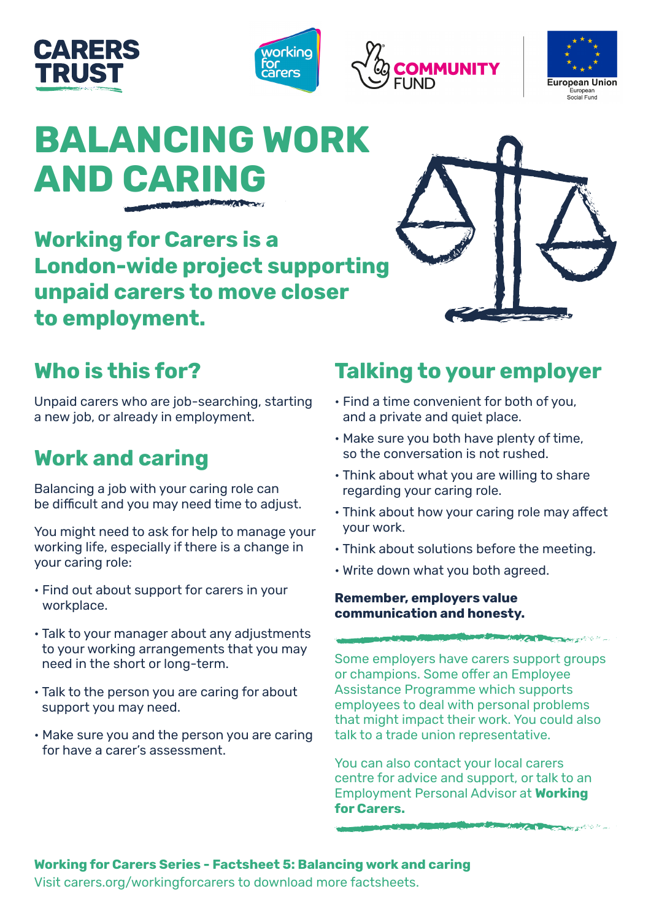# BALANCING WORK AND CARING

## Working for Carers is a London-wide project supporting unpaid carers to move closer to employment.

## Who is this for?

Unpaid carers who are job-searching, starting a new job, or already in employment.

## Work and caring

Balancing a job with your caring role can be difficult and you may need time to adjust.

You might need to ask for help to manage your working life, especially if there is a change in your caring role:

- Find out about support for carers in your workplace.
- Talk to your manager about any adjustments to your working arrangements that you may need in the short or long-term.
- Talk to the person you are caring for about support you may need.
- Make sure you and the person you are caring for have a carer's assessment.

## Talking to your employer

- Find a time convenient for both of you, and a private and quiet place.
- Make sure you both have plenty of time, so the conversation is not rushed.
- Think about what you are willing to share regarding your caring role.
- Think about how your caring role may affect your work.
- Think about solutions before the meeting.
- Write down what you both agreed.

**Remember, employers value communication and honesty.**

Some employers have carers support groups or champions. Some offer an Employee Assistance Programme which supports employees to deal with personal problems that might impact their work. You could also talk to a trade union representative.

You can also contact your local carers centre for advice and support, or talk to an Employment Personal Advisor at **Working for Carers.**

**Working for Carers Series - Factsheet 5: Balancing work and caring**

Visit carers.org/workingforcarers to download more factsheets.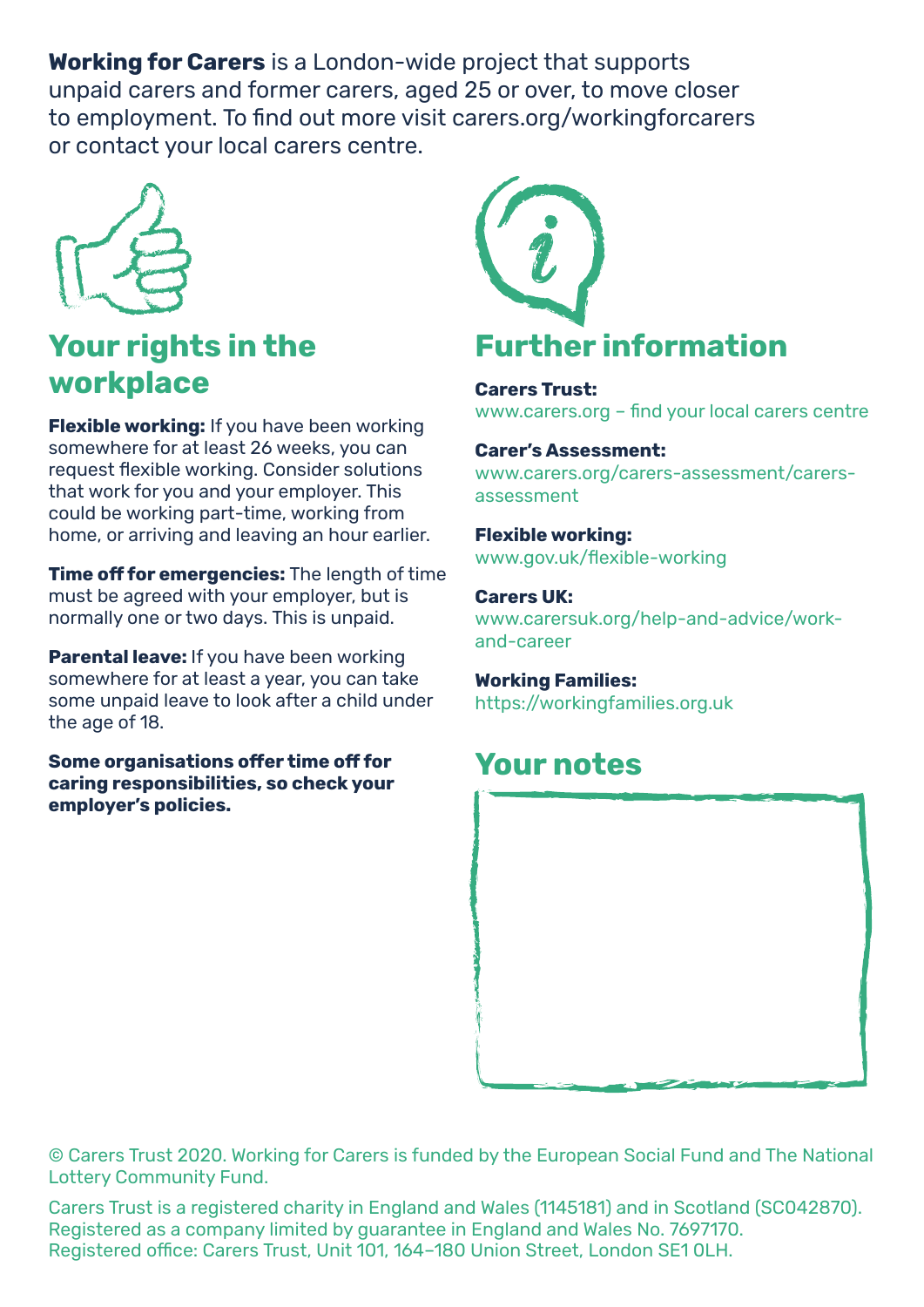**Working for Carers** is a London-wide project that supports unpaid carers and former carers, aged 25 or over, to move closer to employment. To find out more visit carers.org/workingforcarers or contact your local carers centre.

## Your rights in the workplace

**Flexible working:** If you have been working somewhere for at least 26 weeks, you can request flexible working. Consider solutions that work for you and your employer. This could be working part-time, working from home, or arriving and leaving an hour earlier.

**Time off for emergencies:** The length of time must be agreed with your employer, but is normally one or two days. This is unpaid.

**Parental leave:** If you have been working somewhere for at least a year, you can take some unpaid leave to look after a child under the age of 18.

**Some organisations offer time off for caring responsibilities, so check your employer's policies.**

## Further information

**Carers Trust:**
www.carers.org – find your local carers centre

**Carer's Assessment:**
www.carers.org/carers-assessment/carers-assessment

**Flexible working:**
www.gov.uk/flexible-working

**Carers UK:**
www.carersuk.org/help-and-advice/work-and-career

**Working Families:**
https://workingfamilies.org.uk

## Your notes

© Carers Trust 2020. Working for Carers is funded by the European Social Fund and The National Lottery Community Fund.

Carers Trust is a registered charity in England and Wales (1145181) and in Scotland (SC042870). Registered as a company limited by guarantee in England and Wales No. 7697170. Registered office: Carers Trust, Unit 101, 164–180 Union Street, London SE1 0LH.